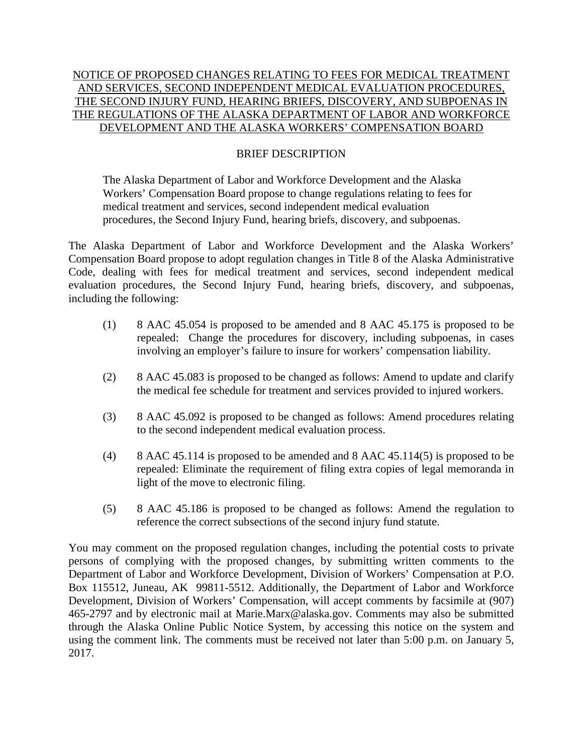# NOTICE OF PROPOSED CHANGES RELATING TO FEES FOR MEDICAL TREATMENT AND SERVICES, SECOND INDEPENDENT MEDICAL EVALUATION PROCEDURES, THE SECOND INJURY FUND, HEARING BRIEFS, DISCOVERY, AND SUBPOENAS IN THE REGULATIONS OF THE ALASKA DEPARTMENT OF LABOR AND WORKFORCE DEVELOPMENT AND THE ALASKA WORKERS' COMPENSATION BOARD

## BRIEF DESCRIPTION

> The Alaska Department of Labor and Workforce Development and the Alaska Workers' Compensation Board propose to change regulations relating to fees for medical treatment and services, second independent medical evaluation procedures, the Second Injury Fund, hearing briefs, discovery, and subpoenas.

The Alaska Department of Labor and Workforce Development and the Alaska Workers' Compensation Board propose to adopt regulation changes in Title 8 of the Alaska Administrative Code, dealing with fees for medical treatment and services, second independent medical evaluation procedures, the Second Injury Fund, hearing briefs, discovery, and subpoenas, including the following:

(1) 8 AAC 45.054 is proposed to be amended and 8 AAC 45.175 is proposed to be repealed: Change the procedures for discovery, including subpoenas, in cases involving an employer's failure to insure for workers' compensation liability.

(2) 8 AAC 45.083 is proposed to be changed as follows: Amend to update and clarify the medical fee schedule for treatment and services provided to injured workers.

(3) 8 AAC 45.092 is proposed to be changed as follows: Amend procedures relating to the second independent medical evaluation process.

(4) 8 AAC 45.114 is proposed to be amended and 8 AAC 45.114(5) is proposed to be repealed: Eliminate the requirement of filing extra copies of legal memoranda in light of the move to electronic filing.

(5) 8 AAC 45.186 is proposed to be changed as follows: Amend the regulation to reference the correct subsections of the second injury fund statute.

You may comment on the proposed regulation changes, including the potential costs to private persons of complying with the proposed changes, by submitting written comments to the Department of Labor and Workforce Development, Division of Workers' Compensation at P.O. Box 115512, Juneau, AK 99811-5512. Additionally, the Department of Labor and Workforce Development, Division of Workers' Compensation, will accept comments by facsimile at (907) 465-2797 and by electronic mail at Marie.Marx@alaska.gov. Comments may also be submitted through the Alaska Online Public Notice System, by accessing this notice on the system and using the comment link. The comments must be received not later than 5:00 p.m. on January 5, 2017.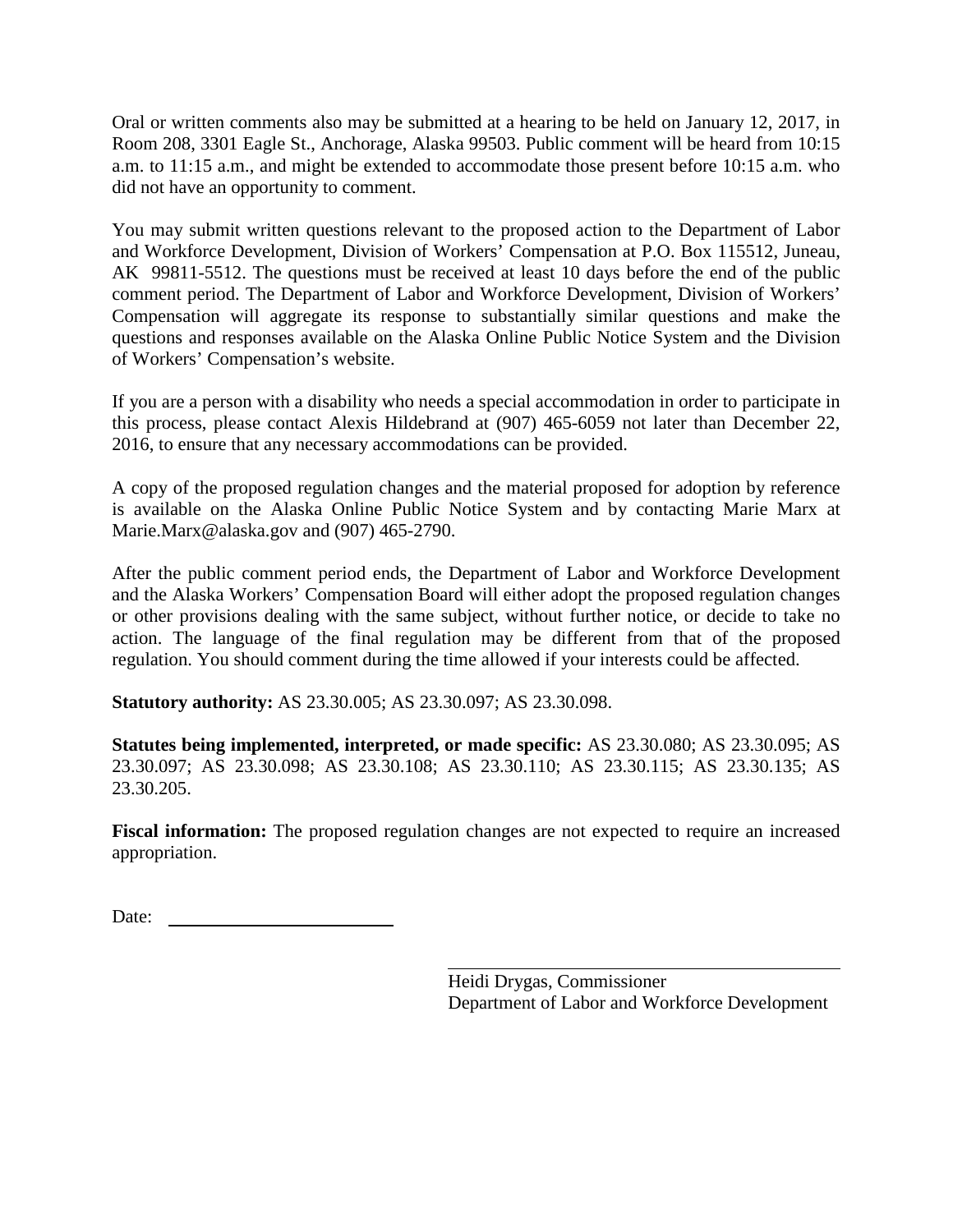Oral or written comments also may be submitted at a hearing to be held on January 12, 2017, in Room 208, 3301 Eagle St., Anchorage, Alaska 99503. Public comment will be heard from 10:15 a.m. to 11:15 a.m., and might be extended to accommodate those present before 10:15 a.m. who did not have an opportunity to comment.

You may submit written questions relevant to the proposed action to the Department of Labor and Workforce Development, Division of Workers' Compensation at P.O. Box 115512, Juneau, AK 99811-5512. The questions must be received at least 10 days before the end of the public comment period. The Department of Labor and Workforce Development, Division of Workers' Compensation will aggregate its response to substantially similar questions and make the questions and responses available on the Alaska Online Public Notice System and the Division of Workers' Compensation's website.

If you are a person with a disability who needs a special accommodation in order to participate in this process, please contact Alexis Hildebrand at (907) 465-6059 not later than December 22, 2016, to ensure that any necessary accommodations can be provided.

A copy of the proposed regulation changes and the material proposed for adoption by reference is available on the Alaska Online Public Notice System and by contacting Marie Marx at Marie.Marx@alaska.gov and (907) 465-2790.

After the public comment period ends, the Department of Labor and Workforce Development and the Alaska Workers' Compensation Board will either adopt the proposed regulation changes or other provisions dealing with the same subject, without further notice, or decide to take no action. The language of the final regulation may be different from that of the proposed regulation. You should comment during the time allowed if your interests could be affected.

**Statutory authority:** AS 23.30.005; AS 23.30.097; AS 23.30.098.

**Statutes being implemented, interpreted, or made specific:** AS 23.30.080; AS 23.30.095; AS 23.30.097; AS 23.30.098; AS 23.30.108; AS 23.30.110; AS 23.30.115; AS 23.30.135; AS 23.30.205.

**Fiscal information:** The proposed regulation changes are not expected to require an increased appropriation.

Date: ______________________

______________________________________
Heidi Drygas, Commissioner
Department of Labor and Workforce Development